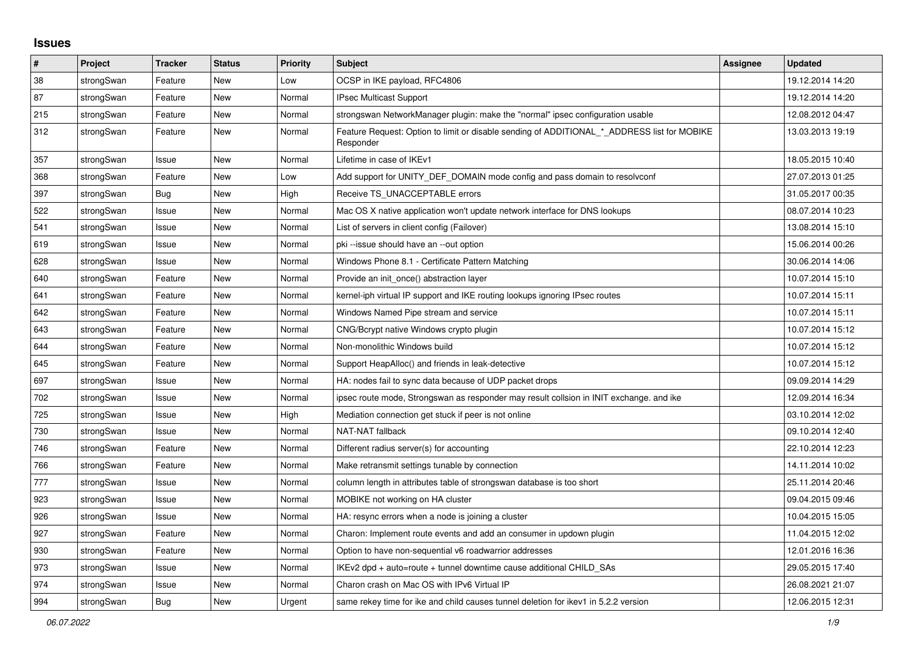## Issues

| # | Project | Tracker | Status | Priority | Subject | Assignee | Updated |
|---|---|---|---|---|---|---|---|
| 38 | strongSwan | Feature | New | Low | OCSP in IKE payload, RFC4806 | | 19.12.2014 14:20 |
| 87 | strongSwan | Feature | New | Normal | IPsec Multicast Support | | 19.12.2014 14:20 |
| 215 | strongSwan | Feature | New | Normal | strongswan NetworkManager plugin: make the "normal" ipsec configuration usable | | 12.08.2012 04:47 |
| 312 | strongSwan | Feature | New | Normal | Feature Request: Option to limit or disable sending of ADDITIONAL_*_ADDRESS list for MOBIKE Responder | | 13.03.2013 19:19 |
| 357 | strongSwan | Issue | New | Normal | Lifetime in case of IKEv1 | | 18.05.2015 10:40 |
| 368 | strongSwan | Feature | New | Low | Add support for UNITY_DEF_DOMAIN mode config and pass domain to resolvconf | | 27.07.2013 01:25 |
| 397 | strongSwan | Bug | New | High | Receive TS_UNACCEPTABLE errors | | 31.05.2017 00:35 |
| 522 | strongSwan | Issue | New | Normal | Mac OS X native application won't update network interface for DNS lookups | | 08.07.2014 10:23 |
| 541 | strongSwan | Issue | New | Normal | List of servers in client config (Failover) | | 13.08.2014 15:10 |
| 619 | strongSwan | Issue | New | Normal | pki --issue should have an --out option | | 15.06.2014 00:26 |
| 628 | strongSwan | Issue | New | Normal | Windows Phone 8.1 - Certificate Pattern Matching | | 30.06.2014 14:06 |
| 640 | strongSwan | Feature | New | Normal | Provide an init_once() abstraction layer | | 10.07.2014 15:10 |
| 641 | strongSwan | Feature | New | Normal | kernel-iph virtual IP support and IKE routing lookups ignoring IPsec routes | | 10.07.2014 15:11 |
| 642 | strongSwan | Feature | New | Normal | Windows Named Pipe stream and service | | 10.07.2014 15:11 |
| 643 | strongSwan | Feature | New | Normal | CNG/Bcrypt native Windows crypto plugin | | 10.07.2014 15:12 |
| 644 | strongSwan | Feature | New | Normal | Non-monolithic Windows build | | 10.07.2014 15:12 |
| 645 | strongSwan | Feature | New | Normal | Support HeapAlloc() and friends in leak-detective | | 10.07.2014 15:12 |
| 697 | strongSwan | Issue | New | Normal | HA: nodes fail to sync data because of UDP packet drops | | 09.09.2014 14:29 |
| 702 | strongSwan | Issue | New | Normal | ipsec route mode, Strongswan as responder may result collsion in INIT exchange. and ike | | 12.09.2014 16:34 |
| 725 | strongSwan | Issue | New | High | Mediation connection get stuck if peer is not online | | 03.10.2014 12:02 |
| 730 | strongSwan | Issue | New | Normal | NAT-NAT fallback | | 09.10.2014 12:40 |
| 746 | strongSwan | Feature | New | Normal | Different radius server(s) for accounting | | 22.10.2014 12:23 |
| 766 | strongSwan | Feature | New | Normal | Make retransmit settings tunable by connection | | 14.11.2014 10:02 |
| 777 | strongSwan | Issue | New | Normal | column length in attributes table of strongswan database is too short | | 25.11.2014 20:46 |
| 923 | strongSwan | Issue | New | Normal | MOBIKE not working on HA cluster | | 09.04.2015 09:46 |
| 926 | strongSwan | Issue | New | Normal | HA: resync errors when a node is joining a cluster | | 10.04.2015 15:05 |
| 927 | strongSwan | Feature | New | Normal | Charon: Implement route events and add an consumer in updown plugin | | 11.04.2015 12:02 |
| 930 | strongSwan | Feature | New | Normal | Option to have non-sequential v6 roadwarrior addresses | | 12.01.2016 16:36 |
| 973 | strongSwan | Issue | New | Normal | IKEv2 dpd + auto=route + tunnel downtime cause additional CHILD_SAs | | 29.05.2015 17:40 |
| 974 | strongSwan | Issue | New | Normal | Charon crash on Mac OS with IPv6 Virtual IP | | 26.08.2021 21:07 |
| 994 | strongSwan | Bug | New | Urgent | same rekey time for ike and child causes tunnel deletion for ikev1 in 5.2.2 version | | 12.06.2015 12:31 |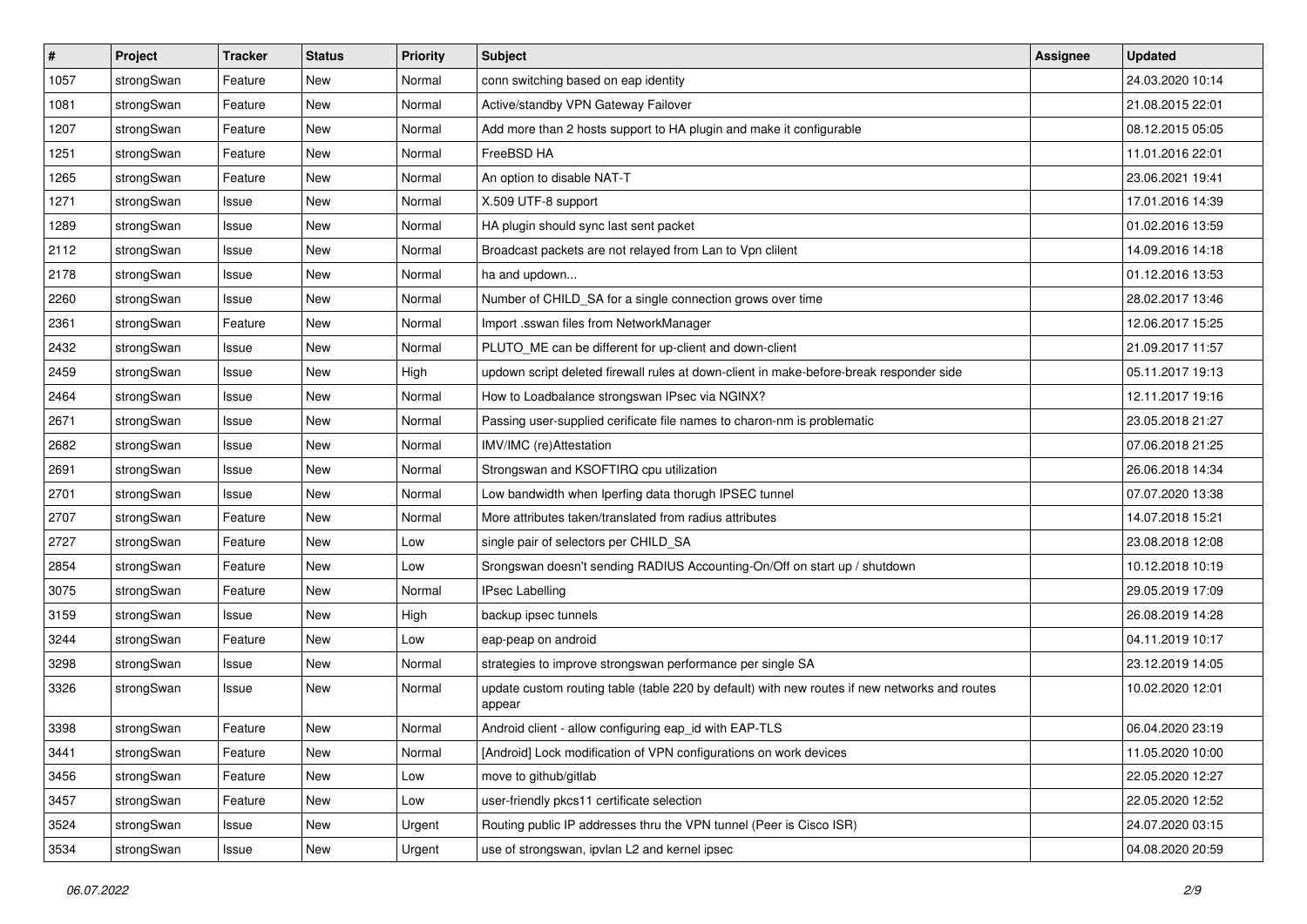| # | Project | Tracker | Status | Priority | Subject | Assignee | Updated |
|---|---|---|---|---|---|---|---|
| 1057 | strongSwan | Feature | New | Normal | conn switching based on eap identity | | 24.03.2020 10:14 |
| 1081 | strongSwan | Feature | New | Normal | Active/standby VPN Gateway Failover | | 21.08.2015 22:01 |
| 1207 | strongSwan | Feature | New | Normal | Add more than 2 hosts support to HA plugin and make it configurable | | 08.12.2015 05:05 |
| 1251 | strongSwan | Feature | New | Normal | FreeBSD HA | | 11.01.2016 22:01 |
| 1265 | strongSwan | Feature | New | Normal | An option to disable NAT-T | | 23.06.2021 19:41 |
| 1271 | strongSwan | Issue | New | Normal | X.509 UTF-8 support | | 17.01.2016 14:39 |
| 1289 | strongSwan | Issue | New | Normal | HA plugin should sync last sent packet | | 01.02.2016 13:59 |
| 2112 | strongSwan | Issue | New | Normal | Broadcast packets are not relayed from Lan to Vpn clilent | | 14.09.2016 14:18 |
| 2178 | strongSwan | Issue | New | Normal | ha and updown... | | 01.12.2016 13:53 |
| 2260 | strongSwan | Issue | New | Normal | Number of CHILD_SA for a single connection grows over time | | 28.02.2017 13:46 |
| 2361 | strongSwan | Feature | New | Normal | Import .sswan files from NetworkManager | | 12.06.2017 15:25 |
| 2432 | strongSwan | Issue | New | Normal | PLUTO_ME can be different for up-client and down-client | | 21.09.2017 11:57 |
| 2459 | strongSwan | Issue | New | High | updown script deleted firewall rules at down-client in make-before-break responder side | | 05.11.2017 19:13 |
| 2464 | strongSwan | Issue | New | Normal | How to Loadbalance strongswan IPsec via NGINX? | | 12.11.2017 19:16 |
| 2671 | strongSwan | Issue | New | Normal | Passing user-supplied cerificate file names to charon-nm is problematic | | 23.05.2018 21:27 |
| 2682 | strongSwan | Issue | New | Normal | IMV/IMC (re)Attestation | | 07.06.2018 21:25 |
| 2691 | strongSwan | Issue | New | Normal | Strongswan and KSOFTIRQ cpu utilization | | 26.06.2018 14:34 |
| 2701 | strongSwan | Issue | New | Normal | Low bandwidth when Iperfing data thorugh IPSEC tunnel | | 07.07.2020 13:38 |
| 2707 | strongSwan | Feature | New | Normal | More attributes taken/translated from radius attributes | | 14.07.2018 15:21 |
| 2727 | strongSwan | Feature | New | Low | single pair of selectors per CHILD_SA | | 23.08.2018 12:08 |
| 2854 | strongSwan | Feature | New | Low | Srongswan doesn't sending RADIUS Accounting-On/Off on start up / shutdown | | 10.12.2018 10:19 |
| 3075 | strongSwan | Feature | New | Normal | IPsec Labelling | | 29.05.2019 17:09 |
| 3159 | strongSwan | Issue | New | High | backup ipsec tunnels | | 26.08.2019 14:28 |
| 3244 | strongSwan | Feature | New | Low | eap-peap on android | | 04.11.2019 10:17 |
| 3298 | strongSwan | Issue | New | Normal | strategies to improve strongswan performance per single SA | | 23.12.2019 14:05 |
| 3326 | strongSwan | Issue | New | Normal | update custom routing table (table 220 by default) with new routes if new networks and routes appear | | 10.02.2020 12:01 |
| 3398 | strongSwan | Feature | New | Normal | Android client - allow configuring eap_id with EAP-TLS | | 06.04.2020 23:19 |
| 3441 | strongSwan | Feature | New | Normal | [Android] Lock modification of VPN configurations on work devices | | 11.05.2020 10:00 |
| 3456 | strongSwan | Feature | New | Low | move to github/gitlab | | 22.05.2020 12:27 |
| 3457 | strongSwan | Feature | New | Low | user-friendly pkcs11 certificate selection | | 22.05.2020 12:52 |
| 3524 | strongSwan | Issue | New | Urgent | Routing public IP addresses thru the VPN tunnel (Peer is Cisco ISR) | | 24.07.2020 03:15 |
| 3534 | strongSwan | Issue | New | Urgent | use of strongswan, ipvlan L2 and kernel ipsec | | 04.08.2020 20:59 |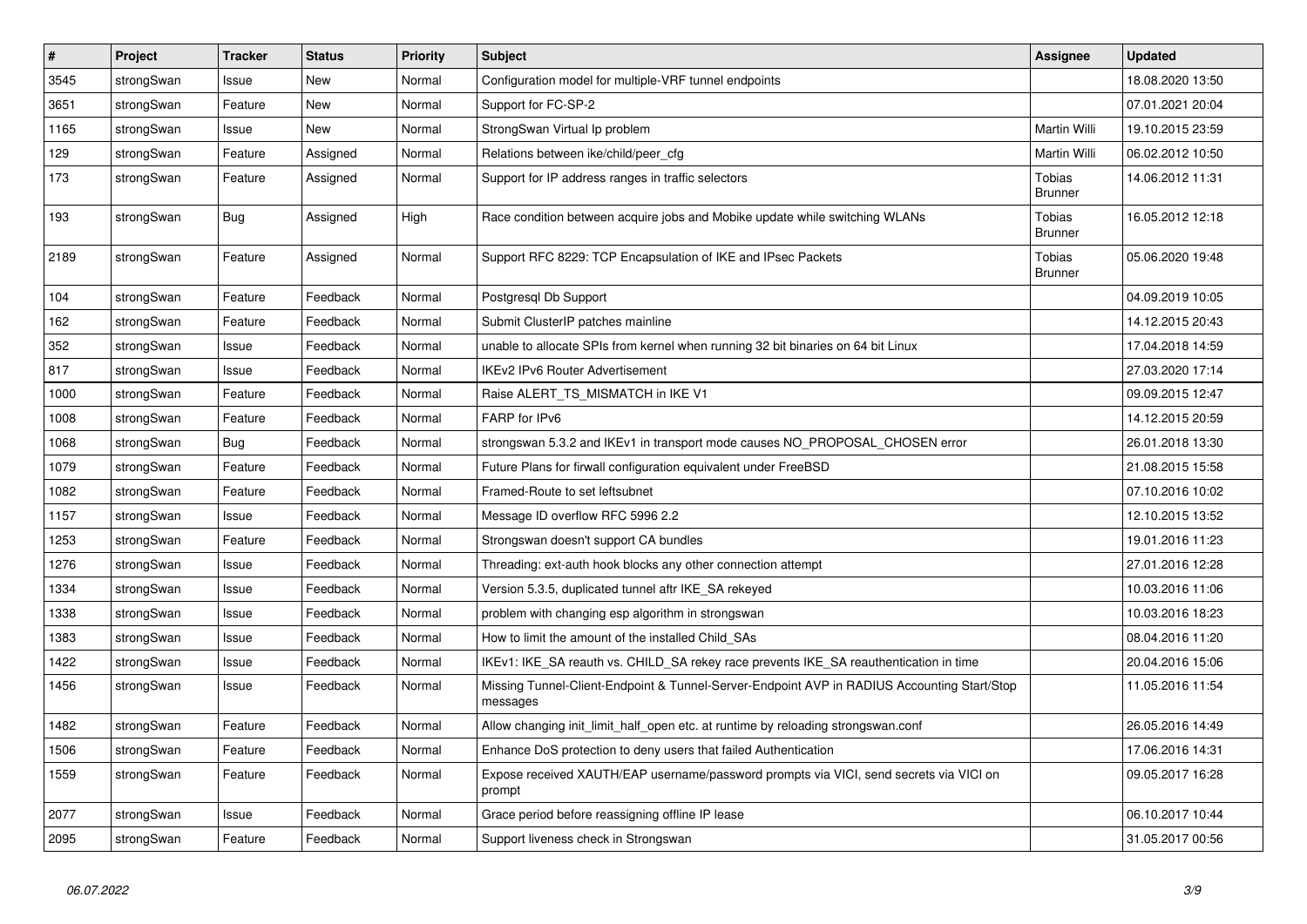| # | Project | Tracker | Status | Priority | Subject | Assignee | Updated |
|---|---|---|---|---|---|---|---|
| 3545 | strongSwan | Issue | New | Normal | Configuration model for multiple-VRF tunnel endpoints | | 18.08.2020 13:50 |
| 3651 | strongSwan | Feature | New | Normal | Support for FC-SP-2 | | 07.01.2021 20:04 |
| 1165 | strongSwan | Issue | New | Normal | StrongSwan Virtual Ip problem | Martin Willi | 19.10.2015 23:59 |
| 129 | strongSwan | Feature | Assigned | Normal | Relations between ike/child/peer_cfg | Martin Willi | 06.02.2012 10:50 |
| 173 | strongSwan | Feature | Assigned | Normal | Support for IP address ranges in traffic selectors | Tobias Brunner | 14.06.2012 11:31 |
| 193 | strongSwan | Bug | Assigned | High | Race condition between acquire jobs and Mobike update while switching WLANs | Tobias Brunner | 16.05.2012 12:18 |
| 2189 | strongSwan | Feature | Assigned | Normal | Support RFC 8229: TCP Encapsulation of IKE and IPsec Packets | Tobias Brunner | 05.06.2020 19:48 |
| 104 | strongSwan | Feature | Feedback | Normal | Postgresql Db Support | | 04.09.2019 10:05 |
| 162 | strongSwan | Feature | Feedback | Normal | Submit ClusterIP patches mainline | | 14.12.2015 20:43 |
| 352 | strongSwan | Issue | Feedback | Normal | unable to allocate SPIs from kernel when running 32 bit binaries on 64 bit Linux | | 17.04.2018 14:59 |
| 817 | strongSwan | Issue | Feedback | Normal | IKEv2 IPv6 Router Advertisement | | 27.03.2020 17:14 |
| 1000 | strongSwan | Feature | Feedback | Normal | Raise ALERT_TS_MISMATCH in IKE V1 | | 09.09.2015 12:47 |
| 1008 | strongSwan | Feature | Feedback | Normal | FARP for IPv6 | | 14.12.2015 20:59 |
| 1068 | strongSwan | Bug | Feedback | Normal | strongswan 5.3.2 and IKEv1 in transport mode causes NO_PROPOSAL_CHOSEN error | | 26.01.2018 13:30 |
| 1079 | strongSwan | Feature | Feedback | Normal | Future Plans for firwall configuration equivalent under FreeBSD | | 21.08.2015 15:58 |
| 1082 | strongSwan | Feature | Feedback | Normal | Framed-Route to set leftsubnet | | 07.10.2016 10:02 |
| 1157 | strongSwan | Issue | Feedback | Normal | Message ID overflow RFC 5996 2.2 | | 12.10.2015 13:52 |
| 1253 | strongSwan | Feature | Feedback | Normal | Strongswan doesn't support CA bundles | | 19.01.2016 11:23 |
| 1276 | strongSwan | Issue | Feedback | Normal | Threading: ext-auth hook blocks any other connection attempt | | 27.01.2016 12:28 |
| 1334 | strongSwan | Issue | Feedback | Normal | Version 5.3.5, duplicated tunnel aftr IKE_SA rekeyed | | 10.03.2016 11:06 |
| 1338 | strongSwan | Issue | Feedback | Normal | problem with changing esp algorithm in strongswan | | 10.03.2016 18:23 |
| 1383 | strongSwan | Issue | Feedback | Normal | How to limit the amount of the installed Child_SAs | | 08.04.2016 11:20 |
| 1422 | strongSwan | Issue | Feedback | Normal | IKEv1: IKE_SA reauth vs. CHILD_SA rekey race prevents IKE_SA reauthentication in time | | 20.04.2016 15:06 |
| 1456 | strongSwan | Issue | Feedback | Normal | Missing Tunnel-Client-Endpoint & Tunnel-Server-Endpoint AVP in RADIUS Accounting Start/Stop messages | | 11.05.2016 11:54 |
| 1482 | strongSwan | Feature | Feedback | Normal | Allow changing init_limit_half_open etc. at runtime by reloading strongswan.conf | | 26.05.2016 14:49 |
| 1506 | strongSwan | Feature | Feedback | Normal | Enhance DoS protection to deny users that failed Authentication | | 17.06.2016 14:31 |
| 1559 | strongSwan | Feature | Feedback | Normal | Expose received XAUTH/EAP username/password prompts via VICI, send secrets via VICI on prompt | | 09.05.2017 16:28 |
| 2077 | strongSwan | Issue | Feedback | Normal | Grace period before reassigning offline IP lease | | 06.10.2017 10:44 |
| 2095 | strongSwan | Feature | Feedback | Normal | Support liveness check in Strongswan | | 31.05.2017 00:56 |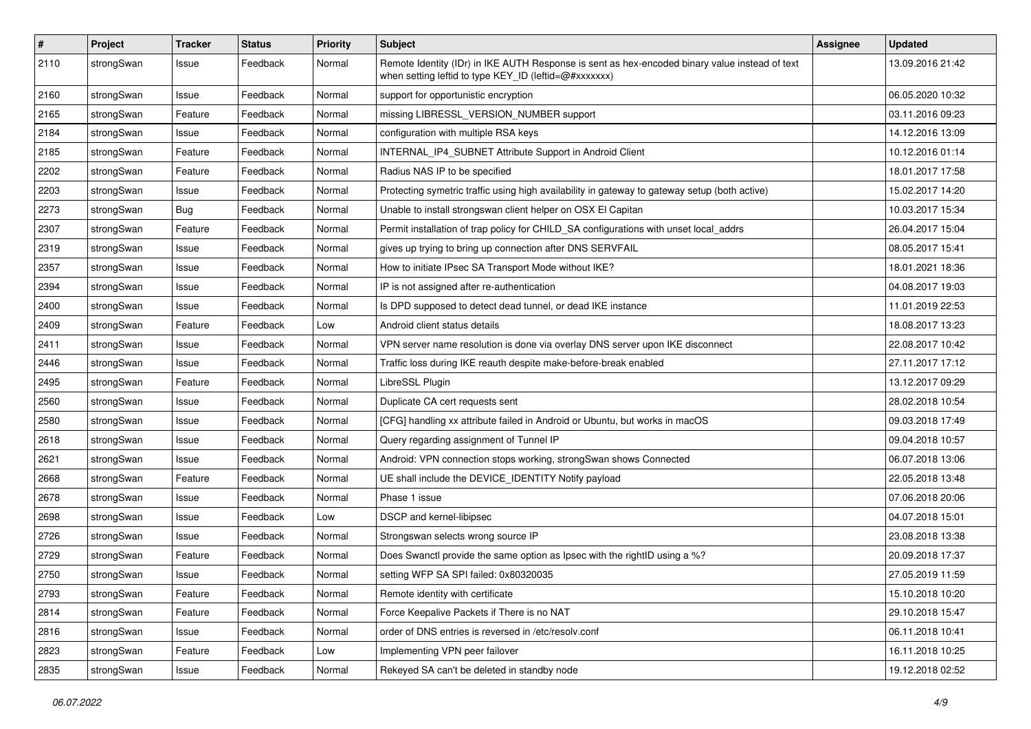| # | Project | Tracker | Status | Priority | Subject | Assignee | Updated |
| --- | --- | --- | --- | --- | --- | --- | --- |
| 2110 | strongSwan | Issue | Feedback | Normal | Remote Identity (IDr) in IKE AUTH Response is sent as hex-encoded binary value instead of text when setting leftid to type KEY_ID (leftid=@#xxxxxxx) | | 13.09.2016 21:42 |
| 2160 | strongSwan | Issue | Feedback | Normal | support for opportunistic encryption | | 06.05.2020 10:32 |
| 2165 | strongSwan | Feature | Feedback | Normal | missing LIBRESSL_VERSION_NUMBER support | | 03.11.2016 09:23 |
| 2184 | strongSwan | Issue | Feedback | Normal | configuration with multiple RSA keys | | 14.12.2016 13:09 |
| 2185 | strongSwan | Feature | Feedback | Normal | INTERNAL_IP4_SUBNET Attribute Support in Android Client | | 10.12.2016 01:14 |
| 2202 | strongSwan | Feature | Feedback | Normal | Radius NAS IP to be specified | | 18.01.2017 17:58 |
| 2203 | strongSwan | Issue | Feedback | Normal | Protecting symetric traffic using high availability in gateway to gateway setup (both active) | | 15.02.2017 14:20 |
| 2273 | strongSwan | Bug | Feedback | Normal | Unable to install strongswan client helper on OSX El Capitan | | 10.03.2017 15:34 |
| 2307 | strongSwan | Feature | Feedback | Normal | Permit installation of trap policy for CHILD_SA configurations with unset local_addrs | | 26.04.2017 15:04 |
| 2319 | strongSwan | Issue | Feedback | Normal | gives up trying to bring up connection after DNS SERVFAIL | | 08.05.2017 15:41 |
| 2357 | strongSwan | Issue | Feedback | Normal | How to initiate IPsec SA Transport Mode without IKE? | | 18.01.2021 18:36 |
| 2394 | strongSwan | Issue | Feedback | Normal | IP is not assigned after re-authentication | | 04.08.2017 19:03 |
| 2400 | strongSwan | Issue | Feedback | Normal | Is DPD supposed to detect dead tunnel, or dead IKE instance | | 11.01.2019 22:53 |
| 2409 | strongSwan | Feature | Feedback | Low | Android client status details | | 18.08.2017 13:23 |
| 2411 | strongSwan | Issue | Feedback | Normal | VPN server name resolution is done via overlay DNS server upon IKE disconnect | | 22.08.2017 10:42 |
| 2446 | strongSwan | Issue | Feedback | Normal | Traffic loss during IKE reauth despite make-before-break enabled | | 27.11.2017 17:12 |
| 2495 | strongSwan | Feature | Feedback | Normal | LibreSSL Plugin | | 13.12.2017 09:29 |
| 2560 | strongSwan | Issue | Feedback | Normal | Duplicate CA cert requests sent | | 28.02.2018 10:54 |
| 2580 | strongSwan | Issue | Feedback | Normal | [CFG] handling xx attribute failed in Android or Ubuntu, but works in macOS | | 09.03.2018 17:49 |
| 2618 | strongSwan | Issue | Feedback | Normal | Query regarding assignment of Tunnel IP | | 09.04.2018 10:57 |
| 2621 | strongSwan | Issue | Feedback | Normal | Android: VPN connection stops working, strongSwan shows Connected | | 06.07.2018 13:06 |
| 2668 | strongSwan | Feature | Feedback | Normal | UE shall include the DEVICE_IDENTITY Notify payload | | 22.05.2018 13:48 |
| 2678 | strongSwan | Issue | Feedback | Normal | Phase 1 issue | | 07.06.2018 20:06 |
| 2698 | strongSwan | Issue | Feedback | Low | DSCP and kernel-libipsec | | 04.07.2018 15:01 |
| 2726 | strongSwan | Issue | Feedback | Normal | Strongswan selects wrong source IP | | 23.08.2018 13:38 |
| 2729 | strongSwan | Feature | Feedback | Normal | Does Swanctl provide the same option as Ipsec with the rightID using a %? | | 20.09.2018 17:37 |
| 2750 | strongSwan | Issue | Feedback | Normal | setting WFP SA SPI failed: 0x80320035 | | 27.05.2019 11:59 |
| 2793 | strongSwan | Feature | Feedback | Normal | Remote identity with certificate | | 15.10.2018 10:20 |
| 2814 | strongSwan | Feature | Feedback | Normal | Force Keepalive Packets if There is no NAT | | 29.10.2018 15:47 |
| 2816 | strongSwan | Issue | Feedback | Normal | order of DNS entries is reversed in /etc/resolv.conf | | 06.11.2018 10:41 |
| 2823 | strongSwan | Feature | Feedback | Low | Implementing VPN peer failover | | 16.11.2018 10:25 |
| 2835 | strongSwan | Issue | Feedback | Normal | Rekeyed SA can't be deleted in standby node | | 19.12.2018 02:52 |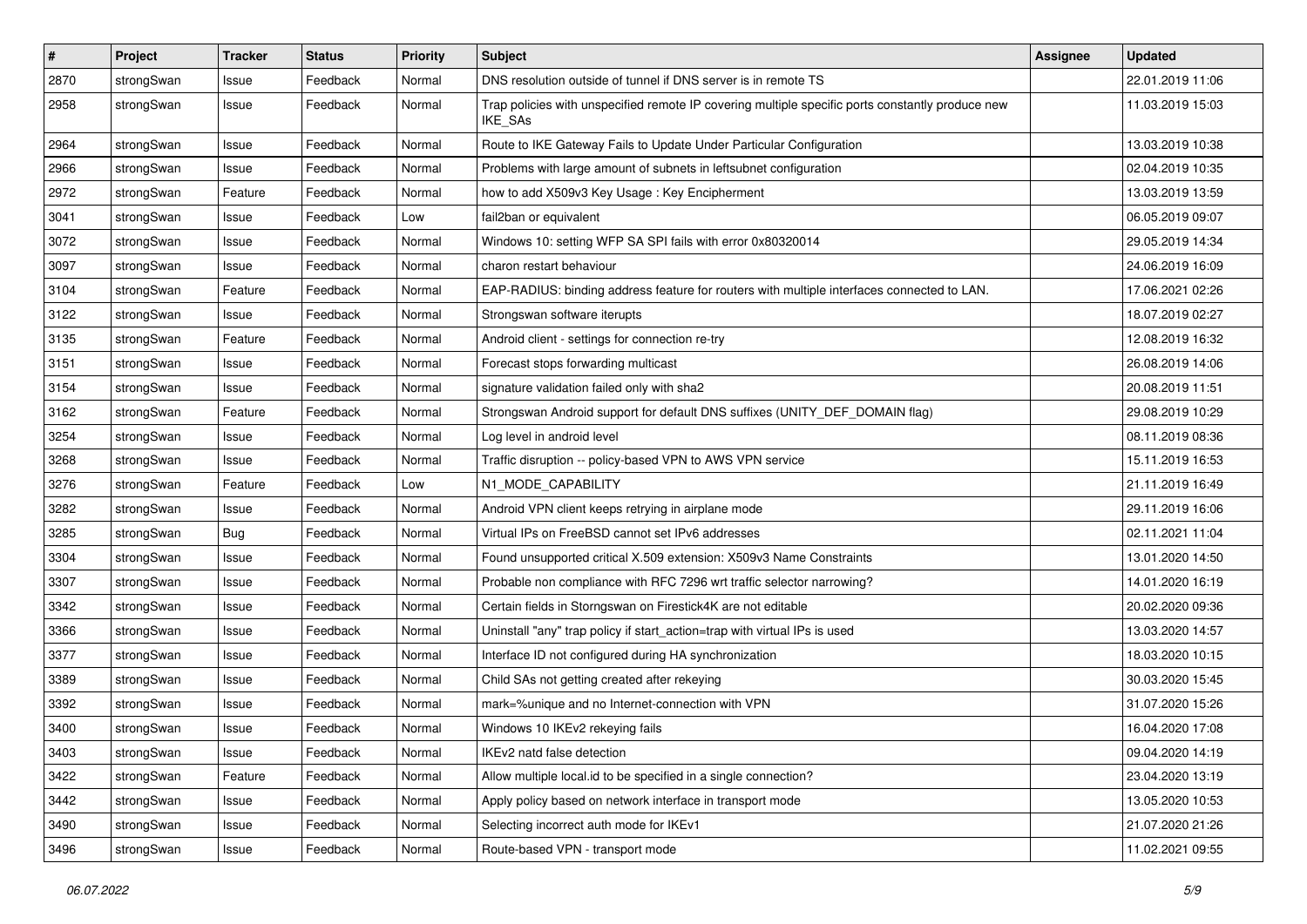| # | Project | Tracker | Status | Priority | Subject | Assignee | Updated |
|---|---|---|---|---|---|---|---|
| 2870 | strongSwan | Issue | Feedback | Normal | DNS resolution outside of tunnel if DNS server is in remote TS | | 22.01.2019 11:06 |
| 2958 | strongSwan | Issue | Feedback | Normal | Trap policies with unspecified remote IP covering multiple specific ports constantly produce new IKE_SAs | | 11.03.2019 15:03 |
| 2964 | strongSwan | Issue | Feedback | Normal | Route to IKE Gateway Fails to Update Under Particular Configuration | | 13.03.2019 10:38 |
| 2966 | strongSwan | Issue | Feedback | Normal | Problems with large amount of subnets in leftsubnet configuration | | 02.04.2019 10:35 |
| 2972 | strongSwan | Feature | Feedback | Normal | how to add X509v3 Key Usage : Key Encipherment | | 13.03.2019 13:59 |
| 3041 | strongSwan | Issue | Feedback | Low | fail2ban or equivalent | | 06.05.2019 09:07 |
| 3072 | strongSwan | Issue | Feedback | Normal | Windows 10: setting WFP SA SPI fails with error 0x80320014 | | 29.05.2019 14:34 |
| 3097 | strongSwan | Issue | Feedback | Normal | charon restart behaviour | | 24.06.2019 16:09 |
| 3104 | strongSwan | Feature | Feedback | Normal | EAP-RADIUS: binding address feature for routers with multiple interfaces connected to LAN. | | 17.06.2021 02:26 |
| 3122 | strongSwan | Issue | Feedback | Normal | Strongswan software iterupts | | 18.07.2019 02:27 |
| 3135 | strongSwan | Feature | Feedback | Normal | Android client - settings for connection re-try | | 12.08.2019 16:32 |
| 3151 | strongSwan | Issue | Feedback | Normal | Forecast stops forwarding multicast | | 26.08.2019 14:06 |
| 3154 | strongSwan | Issue | Feedback | Normal | signature validation failed only with sha2 | | 20.08.2019 11:51 |
| 3162 | strongSwan | Feature | Feedback | Normal | Strongswan Android support for default DNS suffixes (UNITY_DEF_DOMAIN flag) | | 29.08.2019 10:29 |
| 3254 | strongSwan | Issue | Feedback | Normal | Log level in android level | | 08.11.2019 08:36 |
| 3268 | strongSwan | Issue | Feedback | Normal | Traffic disruption -- policy-based VPN to AWS VPN service | | 15.11.2019 16:53 |
| 3276 | strongSwan | Feature | Feedback | Low | N1_MODE_CAPABILITY | | 21.11.2019 16:49 |
| 3282 | strongSwan | Issue | Feedback | Normal | Android VPN client keeps retrying in airplane mode | | 29.11.2019 16:06 |
| 3285 | strongSwan | Bug | Feedback | Normal | Virtual IPs on FreeBSD cannot set IPv6 addresses | | 02.11.2021 11:04 |
| 3304 | strongSwan | Issue | Feedback | Normal | Found unsupported critical X.509 extension: X509v3 Name Constraints | | 13.01.2020 14:50 |
| 3307 | strongSwan | Issue | Feedback | Normal | Probable non compliance with RFC 7296 wrt traffic selector narrowing? | | 14.01.2020 16:19 |
| 3342 | strongSwan | Issue | Feedback | Normal | Certain fields in Storngswan on Firestick4K are not editable | | 20.02.2020 09:36 |
| 3366 | strongSwan | Issue | Feedback | Normal | Uninstall "any" trap policy if start_action=trap with virtual IPs is used | | 13.03.2020 14:57 |
| 3377 | strongSwan | Issue | Feedback | Normal | Interface ID not configured during HA synchronization | | 18.03.2020 10:15 |
| 3389 | strongSwan | Issue | Feedback | Normal | Child SAs not getting created after rekeying | | 30.03.2020 15:45 |
| 3392 | strongSwan | Issue | Feedback | Normal | mark=%unique and no Internet-connection with VPN | | 31.07.2020 15:26 |
| 3400 | strongSwan | Issue | Feedback | Normal | Windows 10 IKEv2 rekeying fails | | 16.04.2020 17:08 |
| 3403 | strongSwan | Issue | Feedback | Normal | IKEv2 natd false detection | | 09.04.2020 14:19 |
| 3422 | strongSwan | Feature | Feedback | Normal | Allow multiple local.id to be specified in a single connection? | | 23.04.2020 13:19 |
| 3442 | strongSwan | Issue | Feedback | Normal | Apply policy based on network interface in transport mode | | 13.05.2020 10:53 |
| 3490 | strongSwan | Issue | Feedback | Normal | Selecting incorrect auth mode for IKEv1 | | 21.07.2020 21:26 |
| 3496 | strongSwan | Issue | Feedback | Normal | Route-based VPN - transport mode | | 11.02.2021 09:55 |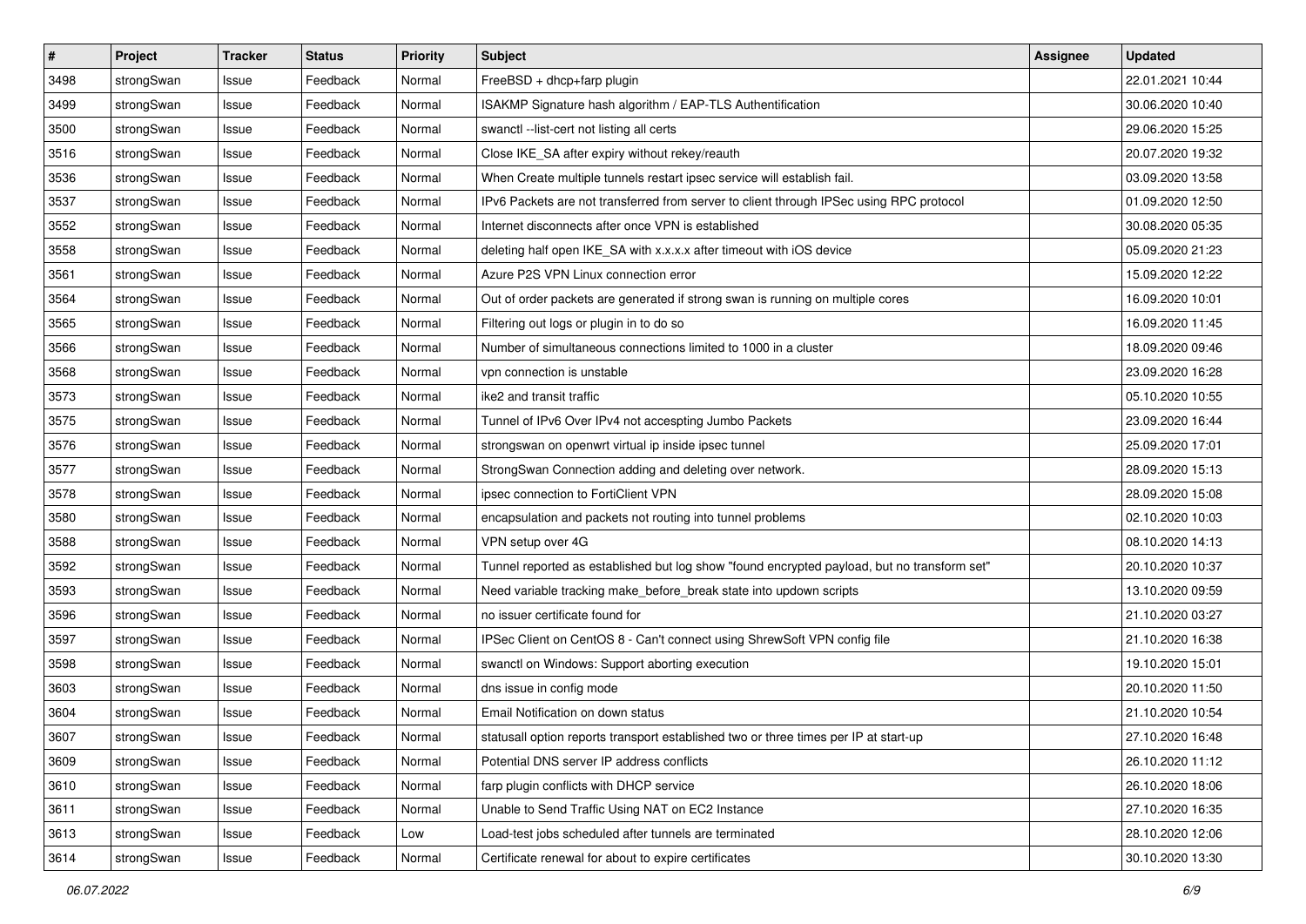| # | Project | Tracker | Status | Priority | Subject | Assignee | Updated |
|---|---|---|---|---|---|---|---|
| 3498 | strongSwan | Issue | Feedback | Normal | FreeBSD + dhcp+farp plugin | | 22.01.2021 10:44 |
| 3499 | strongSwan | Issue | Feedback | Normal | ISAKMP Signature hash algorithm / EAP-TLS Authentification | | 30.06.2020 10:40 |
| 3500 | strongSwan | Issue | Feedback | Normal | swanctl --list-cert not listing all certs | | 29.06.2020 15:25 |
| 3516 | strongSwan | Issue | Feedback | Normal | Close IKE_SA after expiry without rekey/reauth | | 20.07.2020 19:32 |
| 3536 | strongSwan | Issue | Feedback | Normal | When Create multiple tunnels restart ipsec service will establish fail. | | 03.09.2020 13:58 |
| 3537 | strongSwan | Issue | Feedback | Normal | IPv6 Packets are not transferred from server to client through IPSec using RPC protocol | | 01.09.2020 12:50 |
| 3552 | strongSwan | Issue | Feedback | Normal | Internet disconnects after once VPN is established | | 30.08.2020 05:35 |
| 3558 | strongSwan | Issue | Feedback | Normal | deleting half open IKE_SA with x.x.x.x after timeout with iOS device | | 05.09.2020 21:23 |
| 3561 | strongSwan | Issue | Feedback | Normal | Azure P2S VPN Linux connection error | | 15.09.2020 12:22 |
| 3564 | strongSwan | Issue | Feedback | Normal | Out of order packets are generated if strong swan is running on multiple cores | | 16.09.2020 10:01 |
| 3565 | strongSwan | Issue | Feedback | Normal | Filtering out logs or plugin in to do so | | 16.09.2020 11:45 |
| 3566 | strongSwan | Issue | Feedback | Normal | Number of simultaneous connections limited to 1000 in a cluster | | 18.09.2020 09:46 |
| 3568 | strongSwan | Issue | Feedback | Normal | vpn connection is unstable | | 23.09.2020 16:28 |
| 3573 | strongSwan | Issue | Feedback | Normal | ike2 and transit traffic | | 05.10.2020 10:55 |
| 3575 | strongSwan | Issue | Feedback | Normal | Tunnel of IPv6 Over IPv4 not accespting Jumbo Packets | | 23.09.2020 16:44 |
| 3576 | strongSwan | Issue | Feedback | Normal | strongswan on openwrt virtual ip inside ipsec tunnel | | 25.09.2020 17:01 |
| 3577 | strongSwan | Issue | Feedback | Normal | StrongSwan Connection adding and deleting over network. | | 28.09.2020 15:13 |
| 3578 | strongSwan | Issue | Feedback | Normal | ipsec connection to FortiClient VPN | | 28.09.2020 15:08 |
| 3580 | strongSwan | Issue | Feedback | Normal | encapsulation and packets not routing into tunnel problems | | 02.10.2020 10:03 |
| 3588 | strongSwan | Issue | Feedback | Normal | VPN setup over 4G | | 08.10.2020 14:13 |
| 3592 | strongSwan | Issue | Feedback | Normal | Tunnel reported as established but log show "found encrypted payload, but no transform set" | | 20.10.2020 10:37 |
| 3593 | strongSwan | Issue | Feedback | Normal | Need variable tracking make_before_break state into updown scripts | | 13.10.2020 09:59 |
| 3596 | strongSwan | Issue | Feedback | Normal | no issuer certificate found for | | 21.10.2020 03:27 |
| 3597 | strongSwan | Issue | Feedback | Normal | IPSec Client on CentOS 8 - Can't connect using ShrewSoft VPN config file | | 21.10.2020 16:38 |
| 3598 | strongSwan | Issue | Feedback | Normal | swanctl on Windows: Support aborting execution | | 19.10.2020 15:01 |
| 3603 | strongSwan | Issue | Feedback | Normal | dns issue in config mode | | 20.10.2020 11:50 |
| 3604 | strongSwan | Issue | Feedback | Normal | Email Notification on down status | | 21.10.2020 10:54 |
| 3607 | strongSwan | Issue | Feedback | Normal | statusall option reports transport established two or three times per IP at start-up | | 27.10.2020 16:48 |
| 3609 | strongSwan | Issue | Feedback | Normal | Potential DNS server IP address conflicts | | 26.10.2020 11:12 |
| 3610 | strongSwan | Issue | Feedback | Normal | farp plugin conflicts with DHCP service | | 26.10.2020 18:06 |
| 3611 | strongSwan | Issue | Feedback | Normal | Unable to Send Traffic Using NAT on EC2 Instance | | 27.10.2020 16:35 |
| 3613 | strongSwan | Issue | Feedback | Low | Load-test jobs scheduled after tunnels are terminated | | 28.10.2020 12:06 |
| 3614 | strongSwan | Issue | Feedback | Normal | Certificate renewal for about to expire certificates | | 30.10.2020 13:30 |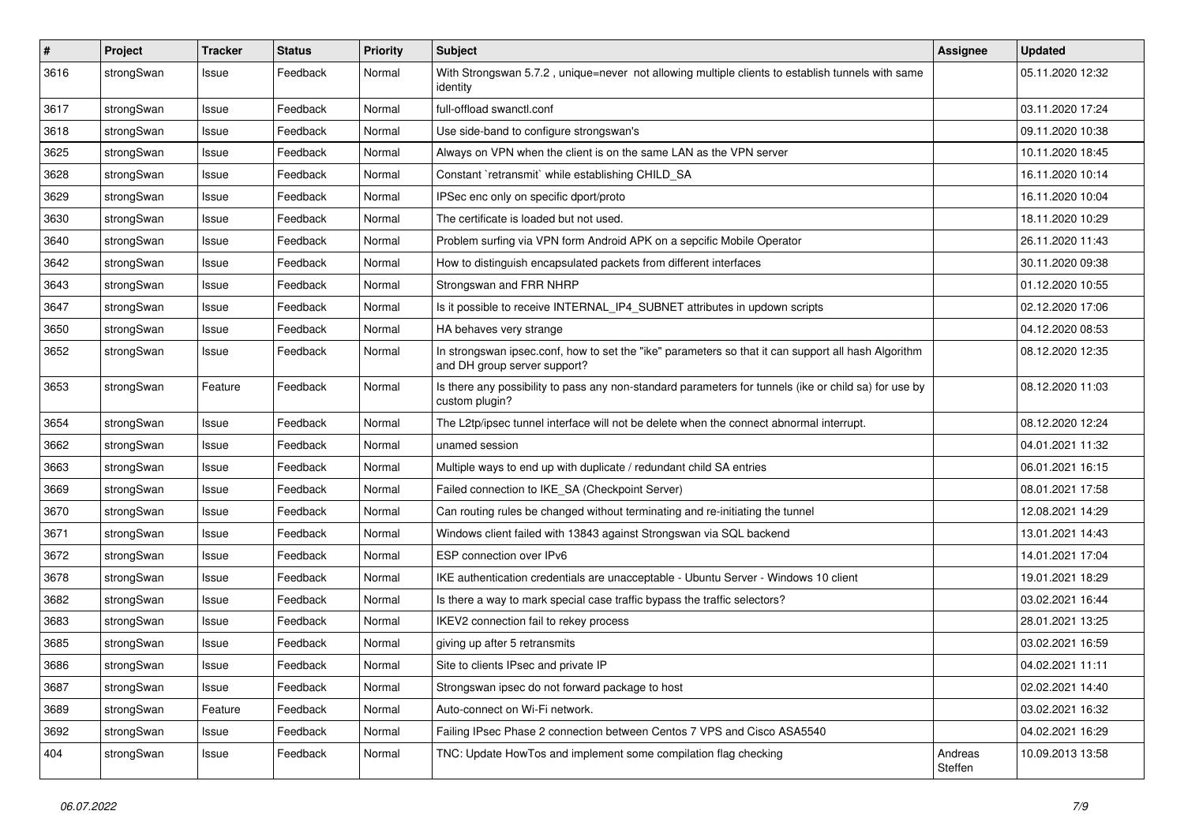| # | Project | Tracker | Status | Priority | Subject | Assignee | Updated |
|---|---|---|---|---|---|---|---|
| 3616 | strongSwan | Issue | Feedback | Normal | With Strongswan 5.7.2 , unique=never not allowing multiple clients to establish tunnels with same identity | | 05.11.2020 12:32 |
| 3617 | strongSwan | Issue | Feedback | Normal | full-offload swanctl.conf | | 03.11.2020 17:24 |
| 3618 | strongSwan | Issue | Feedback | Normal | Use side-band to configure strongswan's | | 09.11.2020 10:38 |
| 3625 | strongSwan | Issue | Feedback | Normal | Always on VPN when the client is on the same LAN as the VPN server | | 10.11.2020 18:45 |
| 3628 | strongSwan | Issue | Feedback | Normal | Constant `retransmit` while establishing CHILD_SA | | 16.11.2020 10:14 |
| 3629 | strongSwan | Issue | Feedback | Normal | IPSec enc only on specific dport/proto | | 16.11.2020 10:04 |
| 3630 | strongSwan | Issue | Feedback | Normal | The certificate is loaded but not used. | | 18.11.2020 10:29 |
| 3640 | strongSwan | Issue | Feedback | Normal | Problem surfing via VPN form Android APK on a sepcific Mobile Operator | | 26.11.2020 11:43 |
| 3642 | strongSwan | Issue | Feedback | Normal | How to distinguish encapsulated packets from different interfaces | | 30.11.2020 09:38 |
| 3643 | strongSwan | Issue | Feedback | Normal | Strongswan and FRR NHRP | | 01.12.2020 10:55 |
| 3647 | strongSwan | Issue | Feedback | Normal | Is it possible to receive INTERNAL_IP4_SUBNET attributes in updown scripts | | 02.12.2020 17:06 |
| 3650 | strongSwan | Issue | Feedback | Normal | HA behaves very strange | | 04.12.2020 08:53 |
| 3652 | strongSwan | Issue | Feedback | Normal | In strongswan ipsec.conf, how to set the "ike" parameters so that it can support all hash Algorithm and DH group server support? | | 08.12.2020 12:35 |
| 3653 | strongSwan | Feature | Feedback | Normal | Is there any possibility to pass any non-standard parameters for tunnels (ike or child sa) for use by custom plugin? | | 08.12.2020 11:03 |
| 3654 | strongSwan | Issue | Feedback | Normal | The L2tp/ipsec tunnel interface will not be delete when the connect abnormal interrupt. | | 08.12.2020 12:24 |
| 3662 | strongSwan | Issue | Feedback | Normal | unamed session | | 04.01.2021 11:32 |
| 3663 | strongSwan | Issue | Feedback | Normal | Multiple ways to end up with duplicate / redundant child SA entries | | 06.01.2021 16:15 |
| 3669 | strongSwan | Issue | Feedback | Normal | Failed connection to IKE_SA (Checkpoint Server) | | 08.01.2021 17:58 |
| 3670 | strongSwan | Issue | Feedback | Normal | Can routing rules be changed without terminating and re-initiating the tunnel | | 12.08.2021 14:29 |
| 3671 | strongSwan | Issue | Feedback | Normal | Windows client failed with 13843 against Strongswan via SQL backend | | 13.01.2021 14:43 |
| 3672 | strongSwan | Issue | Feedback | Normal | ESP connection over IPv6 | | 14.01.2021 17:04 |
| 3678 | strongSwan | Issue | Feedback | Normal | IKE authentication credentials are unacceptable - Ubuntu Server - Windows 10 client | | 19.01.2021 18:29 |
| 3682 | strongSwan | Issue | Feedback | Normal | Is there a way to mark special case traffic bypass the traffic selectors? | | 03.02.2021 16:44 |
| 3683 | strongSwan | Issue | Feedback | Normal | IKEV2 connection fail to rekey process | | 28.01.2021 13:25 |
| 3685 | strongSwan | Issue | Feedback | Normal | giving up after 5 retransmits | | 03.02.2021 16:59 |
| 3686 | strongSwan | Issue | Feedback | Normal | Site to clients IPsec and private IP | | 04.02.2021 11:11 |
| 3687 | strongSwan | Issue | Feedback | Normal | Strongswan ipsec do not forward package to host | | 02.02.2021 14:40 |
| 3689 | strongSwan | Feature | Feedback | Normal | Auto-connect on Wi-Fi network. | | 03.02.2021 16:32 |
| 3692 | strongSwan | Issue | Feedback | Normal | Failing IPsec Phase 2 connection between Centos 7 VPS and Cisco ASA5540 | | 04.02.2021 16:29 |
| 404 | strongSwan | Issue | Feedback | Normal | TNC: Update HowTos and implement some compilation flag checking | Andreas Steffen | 10.09.2013 13:58 |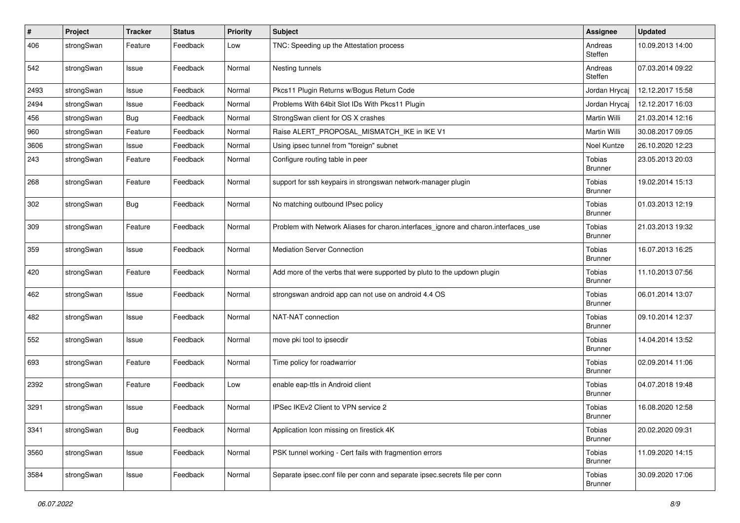| # | Project | Tracker | Status | Priority | Subject | Assignee | Updated |
|---|---|---|---|---|---|---|---|
| 406 | strongSwan | Feature | Feedback | Low | TNC: Speeding up the Attestation process | Andreas Steffen | 10.09.2013 14:00 |
| 542 | strongSwan | Issue | Feedback | Normal | Nesting tunnels | Andreas Steffen | 07.03.2014 09:22 |
| 2493 | strongSwan | Issue | Feedback | Normal | Pkcs11 Plugin Returns w/Bogus Return Code | Jordan Hrycaj | 12.12.2017 15:58 |
| 2494 | strongSwan | Issue | Feedback | Normal | Problems With 64bit Slot IDs With Pkcs11 Plugin | Jordan Hrycaj | 12.12.2017 16:03 |
| 456 | strongSwan | Bug | Feedback | Normal | StrongSwan client for OS X crashes | Martin Willi | 21.03.2014 12:16 |
| 960 | strongSwan | Feature | Feedback | Normal | Raise ALERT_PROPOSAL_MISMATCH_IKE in IKE V1 | Martin Willi | 30.08.2017 09:05 |
| 3606 | strongSwan | Issue | Feedback | Normal | Using ipsec tunnel from "foreign" subnet | Noel Kuntze | 26.10.2020 12:23 |
| 243 | strongSwan | Feature | Feedback | Normal | Configure routing table in peer | Tobias Brunner | 23.05.2013 20:03 |
| 268 | strongSwan | Feature | Feedback | Normal | support for ssh keypairs in strongswan network-manager plugin | Tobias Brunner | 19.02.2014 15:13 |
| 302 | strongSwan | Bug | Feedback | Normal | No matching outbound IPsec policy | Tobias Brunner | 01.03.2013 12:19 |
| 309 | strongSwan | Feature | Feedback | Normal | Problem with Network Aliases for charon.interfaces_ignore and charon.interfaces_use | Tobias Brunner | 21.03.2013 19:32 |
| 359 | strongSwan | Issue | Feedback | Normal | Mediation Server Connection | Tobias Brunner | 16.07.2013 16:25 |
| 420 | strongSwan | Feature | Feedback | Normal | Add more of the verbs that were supported by pluto to the updown plugin | Tobias Brunner | 11.10.2013 07:56 |
| 462 | strongSwan | Issue | Feedback | Normal | strongswan android app can not use on android 4.4 OS | Tobias Brunner | 06.01.2014 13:07 |
| 482 | strongSwan | Issue | Feedback | Normal | NAT-NAT connection | Tobias Brunner | 09.10.2014 12:37 |
| 552 | strongSwan | Issue | Feedback | Normal | move pki tool to ipsecdir | Tobias Brunner | 14.04.2014 13:52 |
| 693 | strongSwan | Feature | Feedback | Normal | Time policy for roadwarrior | Tobias Brunner | 02.09.2014 11:06 |
| 2392 | strongSwan | Feature | Feedback | Low | enable eap-ttls in Android client | Tobias Brunner | 04.07.2018 19:48 |
| 3291 | strongSwan | Issue | Feedback | Normal | IPSec IKEv2 Client to VPN service 2 | Tobias Brunner | 16.08.2020 12:58 |
| 3341 | strongSwan | Bug | Feedback | Normal | Application Icon missing on firestick 4K | Tobias Brunner | 20.02.2020 09:31 |
| 3560 | strongSwan | Issue | Feedback | Normal | PSK tunnel working - Cert fails with fragmention errors | Tobias Brunner | 11.09.2020 14:15 |
| 3584 | strongSwan | Issue | Feedback | Normal | Separate ipsec.conf file per conn and separate ipsec.secrets file per conn | Tobias Brunner | 30.09.2020 17:06 |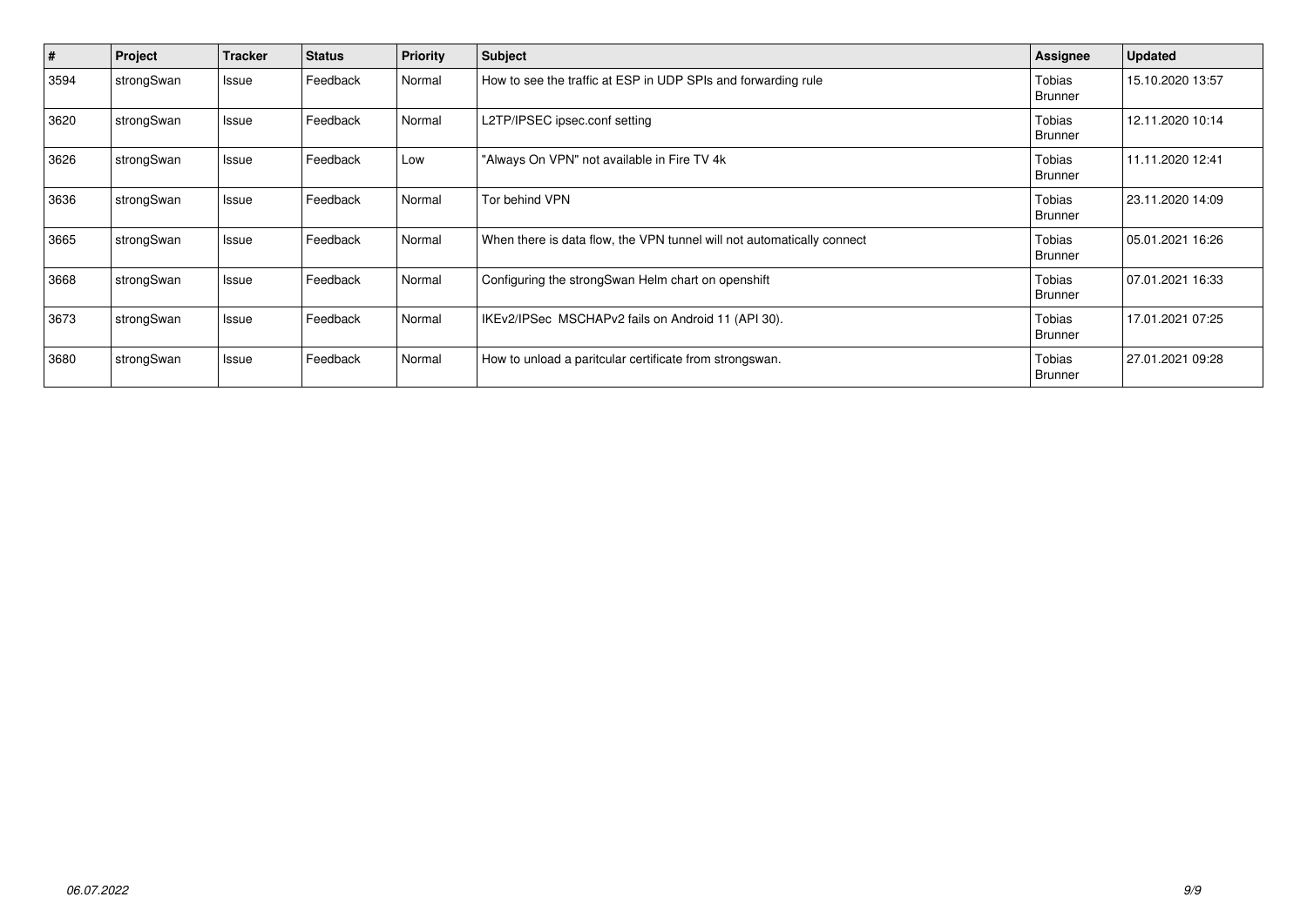| # | Project | Tracker | Status | Priority | Subject | Assignee | Updated |
|---|---|---|---|---|---|---|---|
| 3594 | strongSwan | Issue | Feedback | Normal | How to see the traffic at ESP in UDP SPIs and forwarding rule | Tobias Brunner | 15.10.2020 13:57 |
| 3620 | strongSwan | Issue | Feedback | Normal | L2TP/IPSEC ipsec.conf setting | Tobias Brunner | 12.11.2020 10:14 |
| 3626 | strongSwan | Issue | Feedback | Low | "Always On VPN" not available in Fire TV 4k | Tobias Brunner | 11.11.2020 12:41 |
| 3636 | strongSwan | Issue | Feedback | Normal | Tor behind VPN | Tobias Brunner | 23.11.2020 14:09 |
| 3665 | strongSwan | Issue | Feedback | Normal | When there is data flow, the VPN tunnel will not automatically connect | Tobias Brunner | 05.01.2021 16:26 |
| 3668 | strongSwan | Issue | Feedback | Normal | Configuring the strongSwan Helm chart on openshift | Tobias Brunner | 07.01.2021 16:33 |
| 3673 | strongSwan | Issue | Feedback | Normal | IKEv2/IPSec  MSCHAPv2 fails on Android 11 (API 30). | Tobias Brunner | 17.01.2021 07:25 |
| 3680 | strongSwan | Issue | Feedback | Normal | How to unload a paritcular certificate from strongswan. | Tobias Brunner | 27.01.2021 09:28 |

*06.07.2022*